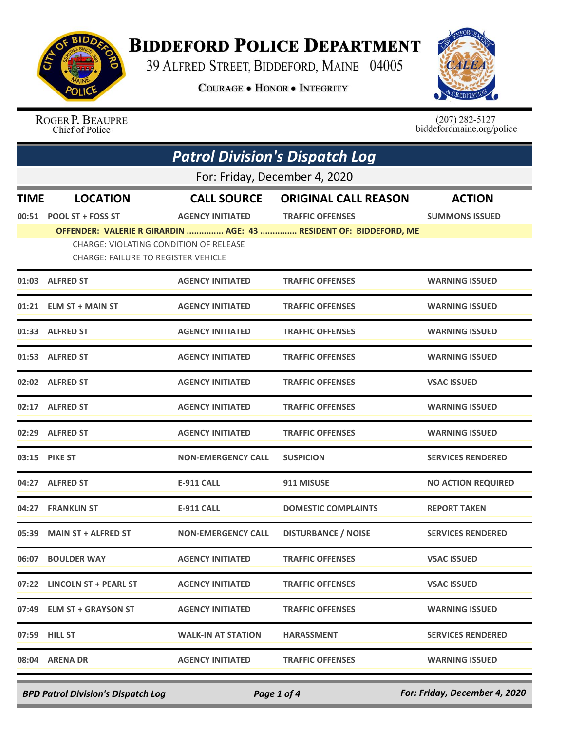# Biddeford Police Department

39 Alfred Street, Biddeford, Maine 04005

**Courage • Honor • Integrity**

Roger P. Beaupre
Chief of Police

(207) 282-5127
biddefordmaine.org/police

## Patrol Division's Dispatch Log

For: Friday, December 4, 2020

| TIME | LOCATION | CALL SOURCE | ORIGINAL CALL REASON | ACTION |
|---|---|---|---|---|
| 00:51 | POOL ST + FOSS ST | AGENCY INITIATED | TRAFFIC OFFENSES | SUMMONS ISSUED |
| | OFFENDER: VALERIE R GIRARDIN ............... AGE: 43 ............... RESIDENT OF: BIDDEFORD, ME<br>CHARGE: VIOLATING CONDITION OF RELEASE<br>CHARGE: FAILURE TO REGISTER VEHICLE | | | |
| 01:03 | ALFRED ST | AGENCY INITIATED | TRAFFIC OFFENSES | WARNING ISSUED |
| 01:21 | ELM ST + MAIN ST | AGENCY INITIATED | TRAFFIC OFFENSES | WARNING ISSUED |
| 01:33 | ALFRED ST | AGENCY INITIATED | TRAFFIC OFFENSES | WARNING ISSUED |
| 01:53 | ALFRED ST | AGENCY INITIATED | TRAFFIC OFFENSES | WARNING ISSUED |
| 02:02 | ALFRED ST | AGENCY INITIATED | TRAFFIC OFFENSES | VSAC ISSUED |
| 02:17 | ALFRED ST | AGENCY INITIATED | TRAFFIC OFFENSES | WARNING ISSUED |
| 02:29 | ALFRED ST | AGENCY INITIATED | TRAFFIC OFFENSES | WARNING ISSUED |
| 03:15 | PIKE ST | NON-EMERGENCY CALL | SUSPICION | SERVICES RENDERED |
| 04:27 | ALFRED ST | E-911 CALL | 911 MISUSE | NO ACTION REQUIRED |
| 04:27 | FRANKLIN ST | E-911 CALL | DOMESTIC COMPLAINTS | REPORT TAKEN |
| 05:39 | MAIN ST + ALFRED ST | NON-EMERGENCY CALL | DISTURBANCE / NOISE | SERVICES RENDERED |
| 06:07 | BOULDER WAY | AGENCY INITIATED | TRAFFIC OFFENSES | VSAC ISSUED |
| 07:22 | LINCOLN ST + PEARL ST | AGENCY INITIATED | TRAFFIC OFFENSES | VSAC ISSUED |
| 07:49 | ELM ST + GRAYSON ST | AGENCY INITIATED | TRAFFIC OFFENSES | WARNING ISSUED |
| 07:59 | HILL ST | WALK-IN AT STATION | HARASSMENT | SERVICES RENDERED |
| 08:04 | ARENA DR | AGENCY INITIATED | TRAFFIC OFFENSES | WARNING ISSUED |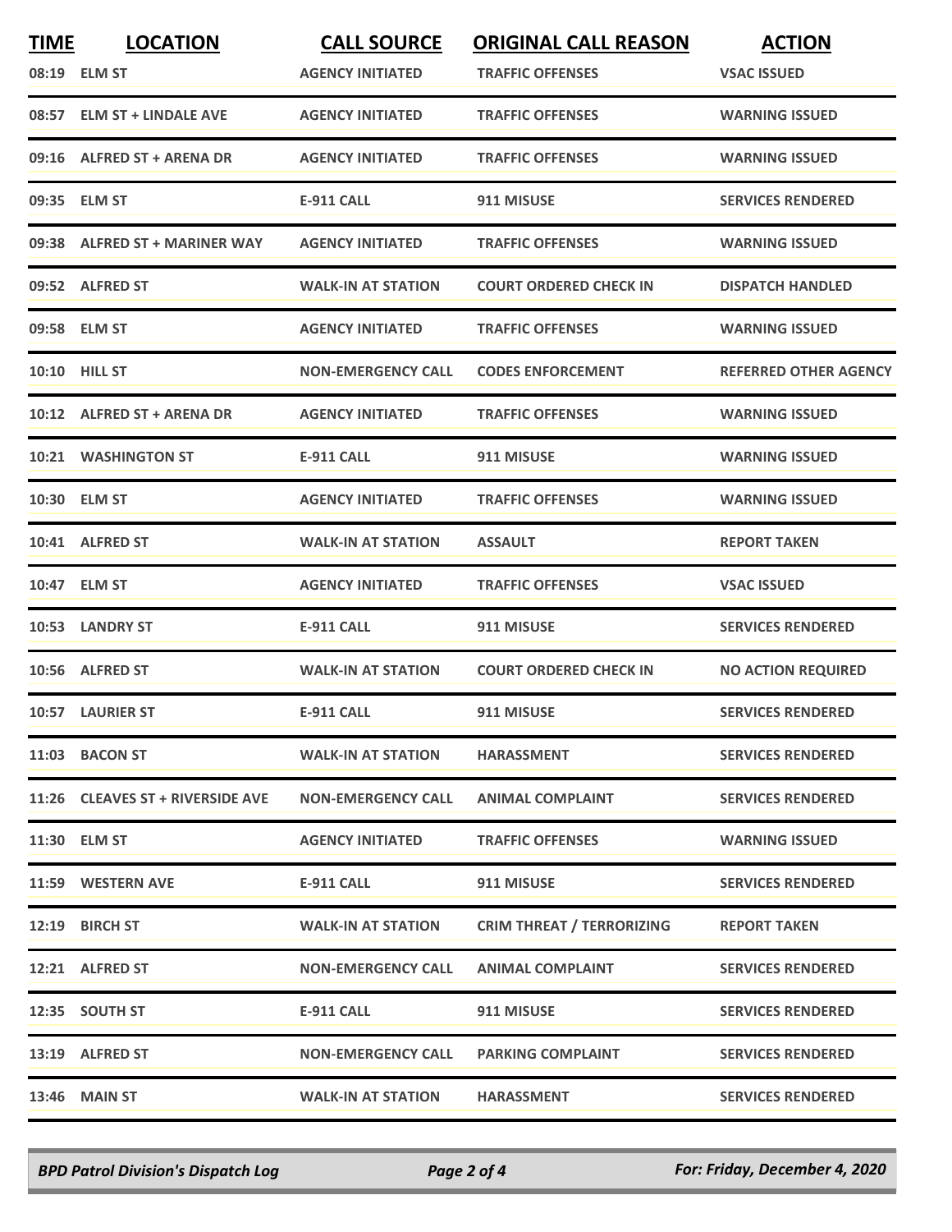| TIME | LOCATION | CALL SOURCE | ORIGINAL CALL REASON | ACTION |
|---|---|---|---|---|
| 08:19 | ELM ST | AGENCY INITIATED | TRAFFIC OFFENSES | VSAC ISSUED |
| 08:57 | ELM ST + LINDALE AVE | AGENCY INITIATED | TRAFFIC OFFENSES | WARNING ISSUED |
| 09:16 | ALFRED ST + ARENA DR | AGENCY INITIATED | TRAFFIC OFFENSES | WARNING ISSUED |
| 09:35 | ELM ST | E-911 CALL | 911 MISUSE | SERVICES RENDERED |
| 09:38 | ALFRED ST + MARINER WAY | AGENCY INITIATED | TRAFFIC OFFENSES | WARNING ISSUED |
| 09:52 | ALFRED ST | WALK-IN AT STATION | COURT ORDERED CHECK IN | DISPATCH HANDLED |
| 09:58 | ELM ST | AGENCY INITIATED | TRAFFIC OFFENSES | WARNING ISSUED |
| 10:10 | HILL ST | NON-EMERGENCY CALL | CODES ENFORCEMENT | REFERRED OTHER AGENCY |
| 10:12 | ALFRED ST + ARENA DR | AGENCY INITIATED | TRAFFIC OFFENSES | WARNING ISSUED |
| 10:21 | WASHINGTON ST | E-911 CALL | 911 MISUSE | WARNING ISSUED |
| 10:30 | ELM ST | AGENCY INITIATED | TRAFFIC OFFENSES | WARNING ISSUED |
| 10:41 | ALFRED ST | WALK-IN AT STATION | ASSAULT | REPORT TAKEN |
| 10:47 | ELM ST | AGENCY INITIATED | TRAFFIC OFFENSES | VSAC ISSUED |
| 10:53 | LANDRY ST | E-911 CALL | 911 MISUSE | SERVICES RENDERED |
| 10:56 | ALFRED ST | WALK-IN AT STATION | COURT ORDERED CHECK IN | NO ACTION REQUIRED |
| 10:57 | LAURIER ST | E-911 CALL | 911 MISUSE | SERVICES RENDERED |
| 11:03 | BACON ST | WALK-IN AT STATION | HARASSMENT | SERVICES RENDERED |
| 11:26 | CLEAVES ST + RIVERSIDE AVE | NON-EMERGENCY CALL | ANIMAL COMPLAINT | SERVICES RENDERED |
| 11:30 | ELM ST | AGENCY INITIATED | TRAFFIC OFFENSES | WARNING ISSUED |
| 11:59 | WESTERN AVE | E-911 CALL | 911 MISUSE | SERVICES RENDERED |
| 12:19 | BIRCH ST | WALK-IN AT STATION | CRIM THREAT / TERRORIZING | REPORT TAKEN |
| 12:21 | ALFRED ST | NON-EMERGENCY CALL | ANIMAL COMPLAINT | SERVICES RENDERED |
| 12:35 | SOUTH ST | E-911 CALL | 911 MISUSE | SERVICES RENDERED |
| 13:19 | ALFRED ST | NON-EMERGENCY CALL | PARKING COMPLAINT | SERVICES RENDERED |
| 13:46 | MAIN ST | WALK-IN AT STATION | HARASSMENT | SERVICES RENDERED |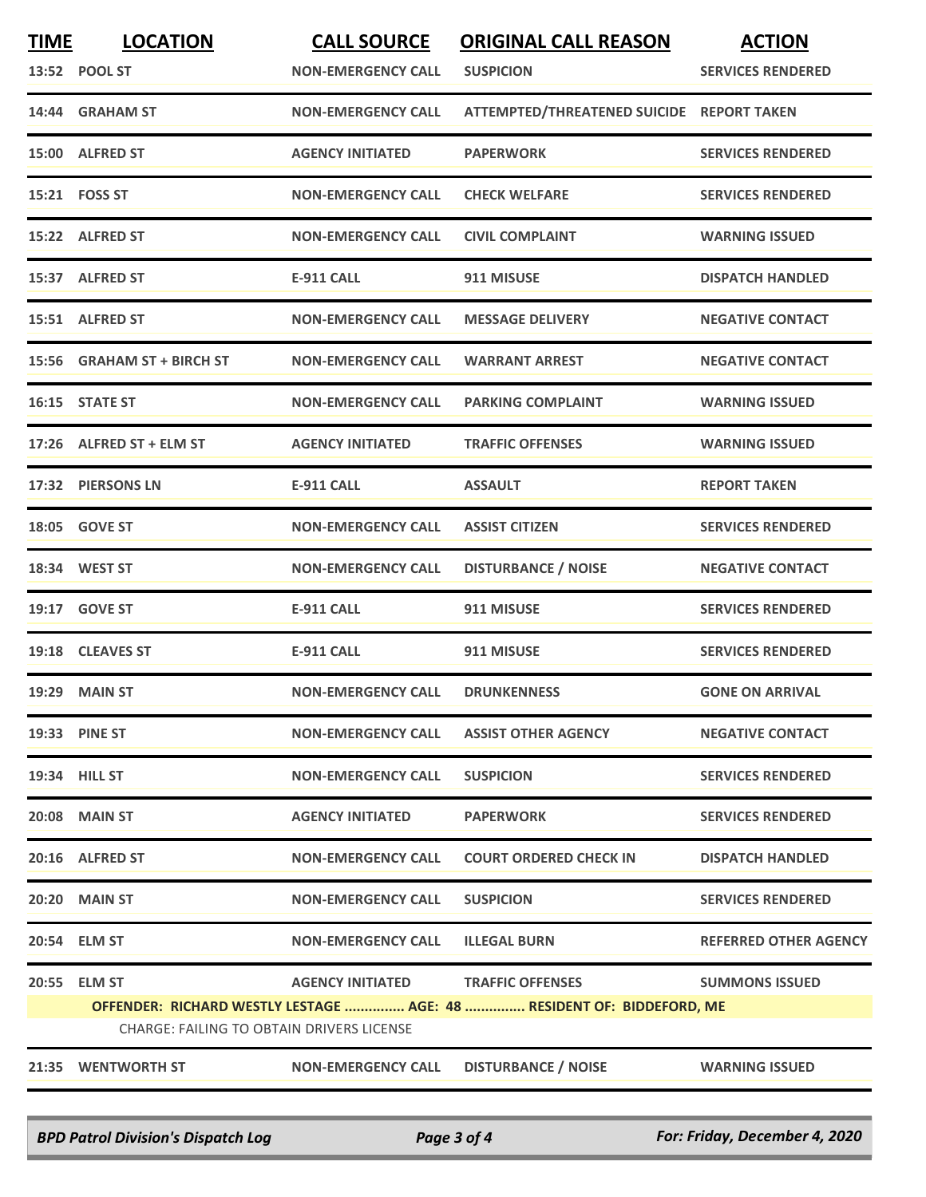| TIME | LOCATION | CALL SOURCE | ORIGINAL CALL REASON | ACTION |
|---|---|---|---|---|
| 13:52 | POOL ST | NON-EMERGENCY CALL | SUSPICION | SERVICES RENDERED |
| 14:44 | GRAHAM ST | NON-EMERGENCY CALL | ATTEMPTED/THREATENED SUICIDE | REPORT TAKEN |
| 15:00 | ALFRED ST | AGENCY INITIATED | PAPERWORK | SERVICES RENDERED |
| 15:21 | FOSS ST | NON-EMERGENCY CALL | CHECK WELFARE | SERVICES RENDERED |
| 15:22 | ALFRED ST | NON-EMERGENCY CALL | CIVIL COMPLAINT | WARNING ISSUED |
| 15:37 | ALFRED ST | E-911 CALL | 911 MISUSE | DISPATCH HANDLED |
| 15:51 | ALFRED ST | NON-EMERGENCY CALL | MESSAGE DELIVERY | NEGATIVE CONTACT |
| 15:56 | GRAHAM ST + BIRCH ST | NON-EMERGENCY CALL | WARRANT ARREST | NEGATIVE CONTACT |
| 16:15 | STATE ST | NON-EMERGENCY CALL | PARKING COMPLAINT | WARNING ISSUED |
| 17:26 | ALFRED ST + ELM ST | AGENCY INITIATED | TRAFFIC OFFENSES | WARNING ISSUED |
| 17:32 | PIERSONS LN | E-911 CALL | ASSAULT | REPORT TAKEN |
| 18:05 | GOVE ST | NON-EMERGENCY CALL | ASSIST CITIZEN | SERVICES RENDERED |
| 18:34 | WEST ST | NON-EMERGENCY CALL | DISTURBANCE / NOISE | NEGATIVE CONTACT |
| 19:17 | GOVE ST | E-911 CALL | 911 MISUSE | SERVICES RENDERED |
| 19:18 | CLEAVES ST | E-911 CALL | 911 MISUSE | SERVICES RENDERED |
| 19:29 | MAIN ST | NON-EMERGENCY CALL | DRUNKENNESS | GONE ON ARRIVAL |
| 19:33 | PINE ST | NON-EMERGENCY CALL | ASSIST OTHER AGENCY | NEGATIVE CONTACT |
| 19:34 | HILL ST | NON-EMERGENCY CALL | SUSPICION | SERVICES RENDERED |
| 20:08 | MAIN ST | AGENCY INITIATED | PAPERWORK | SERVICES RENDERED |
| 20:16 | ALFRED ST | NON-EMERGENCY CALL | COURT ORDERED CHECK IN | DISPATCH HANDLED |
| 20:20 | MAIN ST | NON-EMERGENCY CALL | SUSPICION | SERVICES RENDERED |
| 20:54 | ELM ST | NON-EMERGENCY CALL | ILLEGAL BURN | REFERRED OTHER AGENCY |
| 20:55 | ELM ST | AGENCY INITIATED | TRAFFIC OFFENSES | SUMMONS ISSUED |
| | OFFENDER: RICHARD WESTLY LESTAGE ............... AGE: 48 ............... RESIDENT OF: BIDDEFORD, ME | | | |
| | CHARGE: FAILING TO OBTAIN DRIVERS LICENSE | | | |
| 21:35 | WENTWORTH ST | NON-EMERGENCY CALL | DISTURBANCE / NOISE | WARNING ISSUED |

*BPD Patrol Division's Dispatch Log* — *For: Friday, December 4, 2020*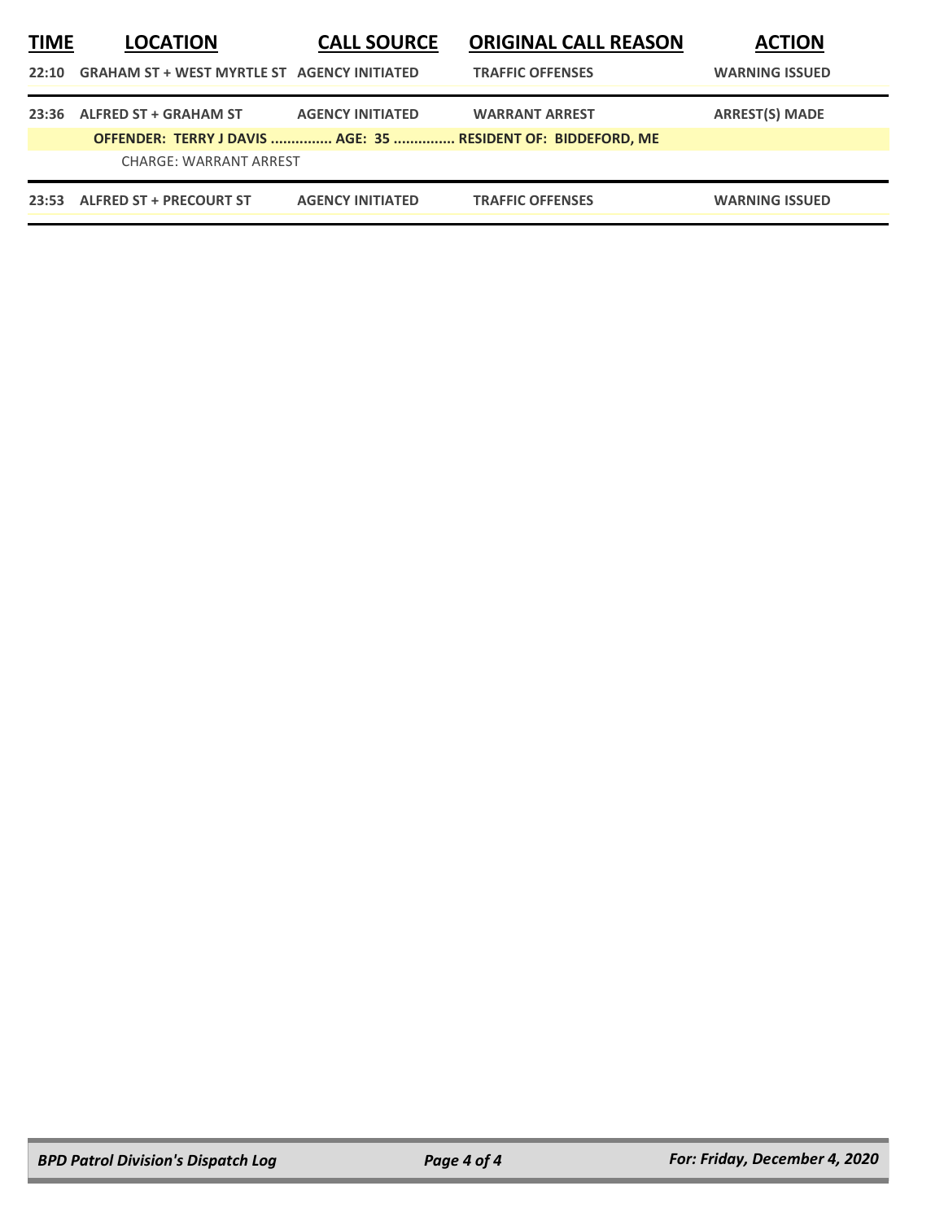| TIME | LOCATION | CALL SOURCE | ORIGINAL CALL REASON | ACTION |
|---|---|---|---|---|
| 22:10 | GRAHAM ST + WEST MYRTLE ST | AGENCY INITIATED | TRAFFIC OFFENSES | WARNING ISSUED |
| 23:36 | ALFRED ST + GRAHAM ST | AGENCY INITIATED | WARRANT ARREST | ARREST(S) MADE |
| | OFFENDER: TERRY J DAVIS ............... AGE: 35 ............... RESIDENT OF: BIDDEFORD, ME | | | |
| | CHARGE: WARRANT ARREST | | | |
| 23:53 | ALFRED ST + PRECOURT ST | AGENCY INITIATED | TRAFFIC OFFENSES | WARNING ISSUED |